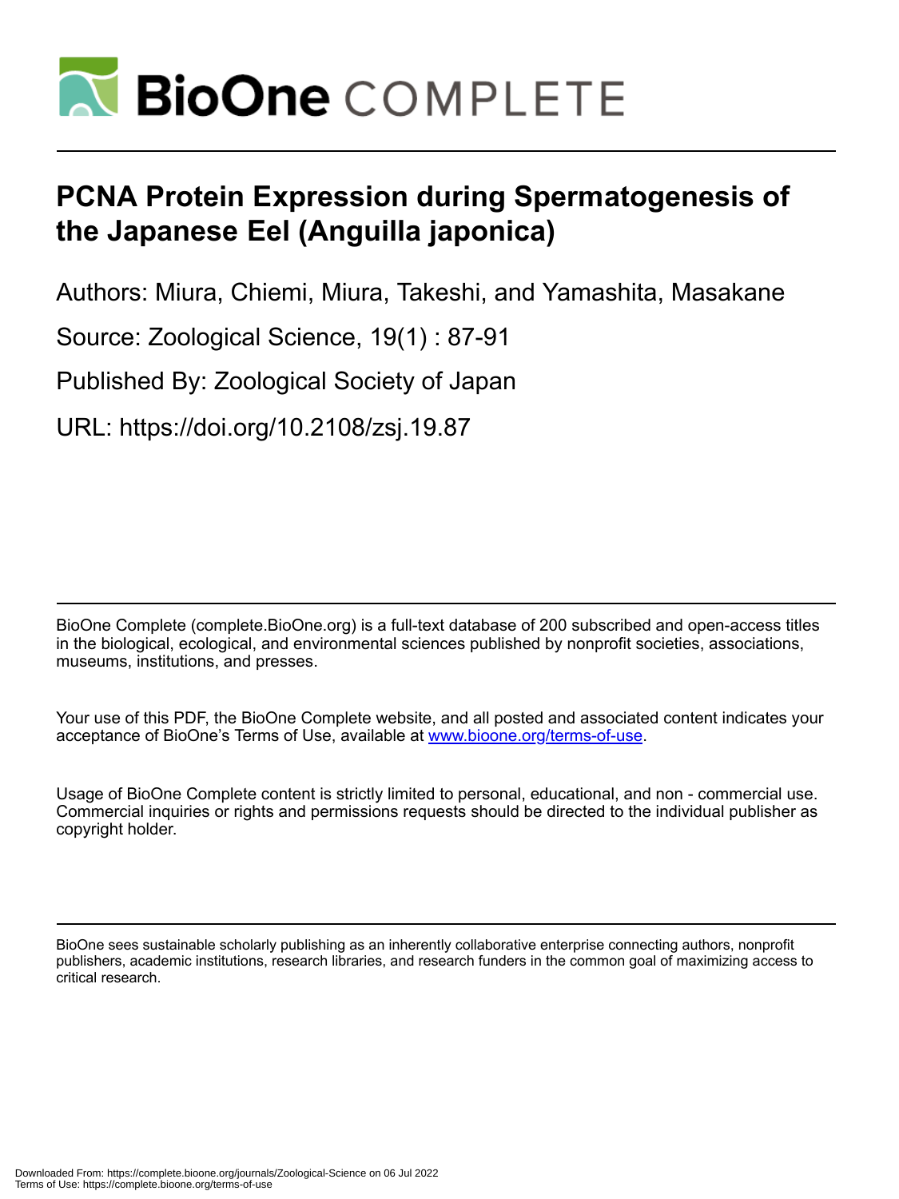# PCNA Protein Expression during Spermatogenesis of the Japanese Eel (Anguilla japonica)

Authors: Miura, Chiemi, Miura, Takeshi, and Yamashita, Masakane

Source: Zoological Science, 19(1) : 87-91

Published By: Zoological Society of Japan

URL: https://doi.org/10.2108/zsj.19.87

BioOne Complete (complete.BioOne.org) is a full-text database of 200 subscribed and open-access titles in the biological, ecological, and environmental sciences published by nonprofit societies, associations, museums, institutions, and presses.

Your use of this PDF, the BioOne Complete website, and all posted and associated content indicates your acceptance of BioOne's Terms of Use, available at www.bioone.org/terms-of-use.

Usage of BioOne Complete content is strictly limited to personal, educational, and non - commercial use. Commercial inquiries or rights and permissions requests should be directed to the individual publisher as copyright holder.

BioOne sees sustainable scholarly publishing as an inherently collaborative enterprise connecting authors, nonprofit publishers, academic institutions, research libraries, and research funders in the common goal of maximizing access to critical research.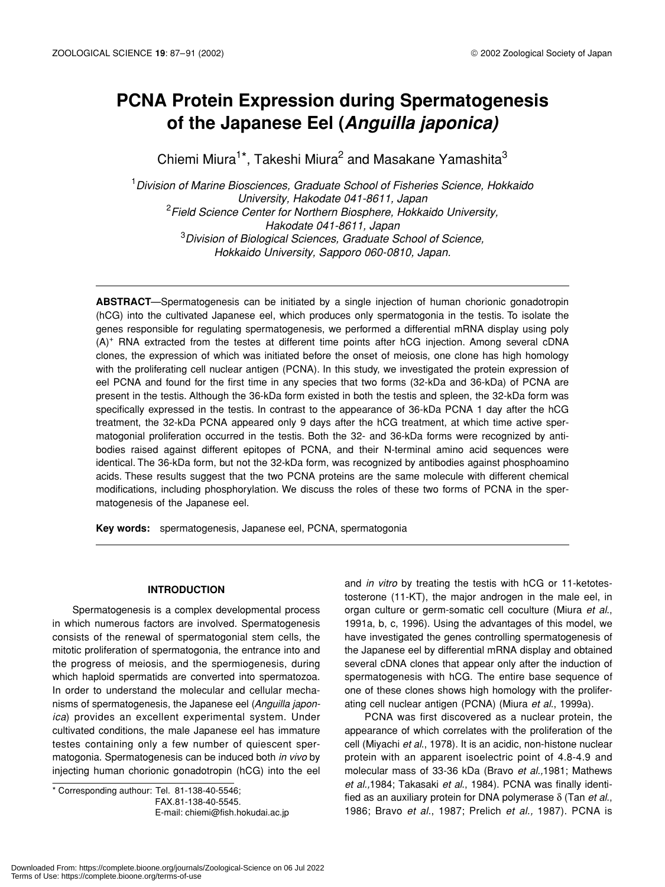// Page header omitted

# PCNA Protein Expression during Spermatogenesis of the Japanese Eel (*Anguilla japonica)*

Chiemi Miura[1]*, Takeshi Miura[2] and Masakane Yamashita[3]

[1]*Division of Marine Biosciences, Graduate School of Fisheries Science, Hokkaido University, Hakodate 041-8611, Japan*
[2]*Field Science Center for Northern Biosphere, Hokkaido University, Hakodate 041-8611, Japan*
[3]*Division of Biological Sciences, Graduate School of Science, Hokkaido University, Sapporo 060-0810, Japan.*

**ABSTRACT**—Spermatogenesis can be initiated by a single injection of human chorionic gonadotropin (hCG) into the cultivated Japanese eel, which produces only spermatogonia in the testis. To isolate the genes responsible for regulating spermatogenesis, we performed a differential mRNA display using poly $(A)^+$ RNA extracted from the testes at different time points after hCG injection. Among several cDNA clones, the expression of which was initiated before the onset of meiosis, one clone has high homology with the proliferating cell nuclear antigen (PCNA). In this study, we investigated the protein expression of eel PCNA and found for the first time in any species that two forms (32-kDa and 36-kDa) of PCNA are present in the testis. Although the 36-kDa form existed in both the testis and spleen, the 32-kDa form was specifically expressed in the testis. In contrast to the appearance of 36-kDa PCNA 1 day after the hCG treatment, the 32-kDa PCNA appeared only 9 days after the hCG treatment, at which time active spermatogonial proliferation occurred in the testis. Both the 32- and 36-kDa forms were recognized by antibodies raised against different epitopes of PCNA, and their N-terminal amino acid sequences were identical. The 36-kDa form, but not the 32-kDa form, was recognized by antibodies against phosphoamino acids. These results suggest that the two PCNA proteins are the same molecule with different chemical modifications, including phosphorylation. We discuss the roles of these two forms of PCNA in the spermatogenesis of the Japanese eel.

**Key words:** spermatogenesis, Japanese eel, PCNA, spermatogonia

## INTRODUCTION

Spermatogenesis is a complex developmental process in which numerous factors are involved. Spermatogenesis consists of the renewal of spermatogonial stem cells, the mitotic proliferation of spermatogonia, the entrance into and the progress of meiosis, and the spermiogenesis, during which haploid spermatids are converted into spermatozoa. In order to understand the molecular and cellular mechanisms of spermatogenesis, the Japanese eel (*Anguilla japonica*) provides an excellent experimental system. Under cultivated conditions, the male Japanese eel has immature testes containing only a few number of quiescent spermatogonia. Spermatogenesis can be induced both *in vivo* by injecting human chorionic gonadotropin (hCG) into the eel and *in vitro* by treating the testis with hCG or 11-ketotestosterone (11-KT), the major androgen in the male eel, in organ culture or germ-somatic cell coculture (Miura *et al*., 1991a, b, c, 1996). Using the advantages of this model, we have investigated the genes controlling spermatogenesis of the Japanese eel by differential mRNA display and obtained several cDNA clones that appear only after the induction of spermatogenesis with hCG. The entire base sequence of one of these clones shows high homology with the proliferating cell nuclear antigen (PCNA) (Miura *et al*., 1999a).

PCNA was first discovered as a nuclear protein, the appearance of which correlates with the proliferation of the cell (Miyachi *et al*., 1978). It is an acidic, non-histone nuclear protein with an apparent isoelectric point of 4.8-4.9 and molecular mass of 33-36 kDa (Bravo *et al.,*1981; Mathews *et al.,*1984; Takasaki *et al*., 1984). PCNA was finally identified as an auxiliary protein for DNA polymerase $\delta$ (Tan *et al*., 1986; Bravo *et al*., 1987; Prelich *et al.,* 1987). PCNA is

* Corresponding authour: Tel. 81-138-40-5546;
FAX.81-138-40-5545.
E-mail: chiemi@fish.hokudai.ac.jp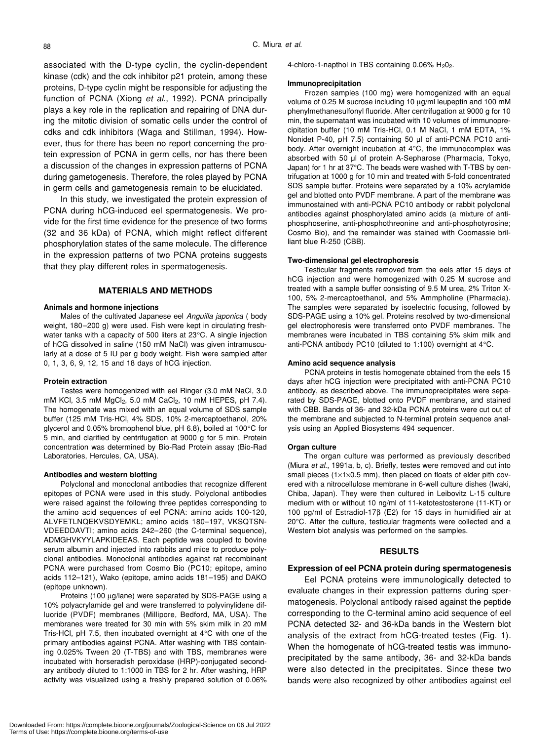associated with the D-type cyclin, the cyclin-dependent kinase (cdk) and the cdk inhibitor p21 protein, among these proteins, D-type cyclin might be responsible for adjusting the function of PCNA (Xiong *et al*., 1992). PCNA principally plays a key role in the replication and repairing of DNA during the mitotic division of somatic cells under the control of cdks and cdk inhibitors (Waga and Stillman, 1994). However, thus for there has been no report concerning the protein expression of PCNA in germ cells, nor has there been a discussion of the changes in expression patterns of PCNA during gametogenesis. Therefore, the roles played by PCNA in germ cells and gametogenesis remain to be elucidated.

In this study, we investigated the protein expression of PCNA during hCG-induced eel spermatogenesis. We provide for the first time evidence for the presence of two forms (32 and 36 kDa) of PCNA, which might reflect different phosphorylation states of the same molecule. The difference in the expression patterns of two PCNA proteins suggests that they play different roles in spermatogenesis.

## MATERIALS AND METHODS

### Animals and hormone injections

Males of the cultivated Japanese eel *Anguilla japonica* ( body weight, 180–200 g) were used. Fish were kept in circulating freshwater tanks with a capacity of 500 liters at 23°C. A single injection of hCG dissolved in saline (150 mM NaCl) was given intramuscularly at a dose of 5 IU per g body weight. Fish were sampled after 0, 1, 3, 6, 9, 12, 15 and 18 days of hCG injection.

### Protein extraction

Testes were homogenized with eel Ringer (3.0 mM NaCl, 3.0 mM KCl, 3.5 mM $MgCl_2$, 5.0 mM $CaCl_2$, 10 mM HEPES, pH 7.4). The homogenate was mixed with an equal volume of SDS sample buffer (125 mM Tris-HCl, 4% SDS, 10% 2-mercaptoethanol, 20% glycerol and 0.05% bromophenol blue, pH 6.8), boiled at 100°C for 5 min, and clarified by centrifugation at 9000 g for 5 min. Protein concentration was determined by Bio-Rad Protein assay (Bio-Rad Laboratories, Hercules, CA, USA).

### Antibodies and western blotting

Polyclonal and monoclonal antibodies that recognize different epitopes of PCNA were used in this study. Polyclonal antibodies were raised against the following three peptides corresponding to the amino acid sequences of eel PCNA: amino acids 100-120, ALVFETLNQEKVSDYEMKL; amino acids 180–197, VKSQTSNVDEEDDAVTI; amino acids 242–260 (the C-terminal sequence), ADMGHVKYYLAPKIDEEAS. Each peptide was coupled to bovine serum albumin and injected into rabbits and mice to produce polyclonal antibodies. Monoclonal antibodies against rat recombinant PCNA were purchased from Cosmo Bio (PC10; epitope, amino acids 112–121), Wako (epitope, amino acids 181–195) and DAKO (epitope unknown).

Proteins (100 µg/lane) were separated by SDS-PAGE using a 10% polyacrylamide gel and were transferred to polyvinylidene difluoride (PVDF) membranes (Millipore, Bedford, MA, USA). The membranes were treated for 30 min with 5% skim milk in 20 mM Tris-HCl, pH 7.5, then incubated overnight at 4°C with one of the primary antibodies against PCNA. After washing with TBS containing 0.025% Tween 20 (T-TBS) and with TBS, membranes were incubated with horseradish peroxidase (HRP)-conjugated secondary antibody diluted to 1:1000 in TBS for 2 hr. After washing, HRP activity was visualized using a freshly prepared solution of 0.06% 4-chloro-1-napthol in TBS containing 0.06% $H_2O_2$.

### Immunoprecipitation

Frozen samples (100 mg) were homogenized with an equal volume of 0.25 M sucrose including 10 µg/ml leupeptin and 100 mM phenylmethanesulfonyl fluoride. After centrifugation at 9000 g for 10 min, the supernatant was incubated with 10 volumes of immunoprecipitation buffer (10 mM Tris-HCl, 0.1 M NaCl, 1 mM EDTA, 1% Nonidet P-40, pH 7.5) containing 50 µl of anti-PCNA PC10 antibody. After overnight incubation at 4°C, the immunocomplex was absorbed with 50 µl of protein A-Sepharose (Pharmacia, Tokyo, Japan) for 1 hr at 37°C. The beads were washed with T-TBS by centrifugation at 1000 g for 10 min and treated with 5-fold concentrated SDS sample buffer. Proteins were separated by a 10% acrylamide gel and blotted onto PVDF membrane. A part of the membrane was immunostained with anti-PCNA PC10 antibody or rabbit polyclonal antibodies against phosphorylated amino acids (a mixture of anti-phosphoserine, anti-phosphothreonine and anti-phosphotyrosine; Cosmo Bio), and the remainder was stained with Coomassie brilliant blue R-250 (CBB).

### Two-dimensional gel electrophoresis

Testicular fragments removed from the eels after 15 days of hCG injection and were homogenized with 0.25 M sucrose and treated with a sample buffer consisting of 9.5 M urea, 2% Triton X-100, 5% 2-mercaptoethanol, and 5% Ammpholine (Pharmacia). The samples were separated by isoelectric focusing, followed by SDS-PAGE using a 10% gel. Proteins resolved by two-dimensional gel electrophoresis were transferred onto PVDF membranes. The membranes were incubated in TBS containing 5% skim milk and anti-PCNA antibody PC10 (diluted to 1:100) overnight at 4°C.

### Amino acid sequence analysis

PCNA proteins in testis homogenate obtained from the eels 15 days after hCG injection were precipitated with anti-PCNA PC10 antibody, as described above. The immunoprecipitates were separated by SDS-PAGE, blotted onto PVDF membrane, and stained with CBB. Bands of 36- and 32-kDa PCNA proteins were cut out of the membrane and subjected to N-terminal protein sequence analysis using an Applied Biosystems 494 sequencer.

### Organ culture

The organ culture was performed as previously described (Miura *et al*., 1991a, b, c). Briefly, testes were removed and cut into small pieces (1×1×0.5 mm), then placed on floats of elder pith covered with a nitrocellulose membrane in 6-well culture dishes (Iwaki, Chiba, Japan). They were then cultured in Leibovitz L-15 culture medium with or without 10 ng/ml of 11-ketotestosterone (11-KT) or 100 pg/ml of Estradiol-17β (E2) for 15 days in humidified air at 20°C. After the culture, testicular fragments were collected and a Western blot analysis was performed on the samples.

## RESULTS

### Expression of eel PCNA protein during spermatogenesis

Eel PCNA proteins were immunologically detected to evaluate changes in their expression patterns during spermatogenesis. Polyclonal antibody raised against the peptide corresponding to the C-terminal amino acid sequence of eel PCNA detected 32- and 36-kDa bands in the Western blot analysis of the extract from hCG-treated testes (Fig. 1). When the homogenate of hCG-treated testis was immunoprecipitated by the same antibody, 36- and 32-kDa bands were also detected in the precipitates. Since these two bands were also recognized by other antibodies against eel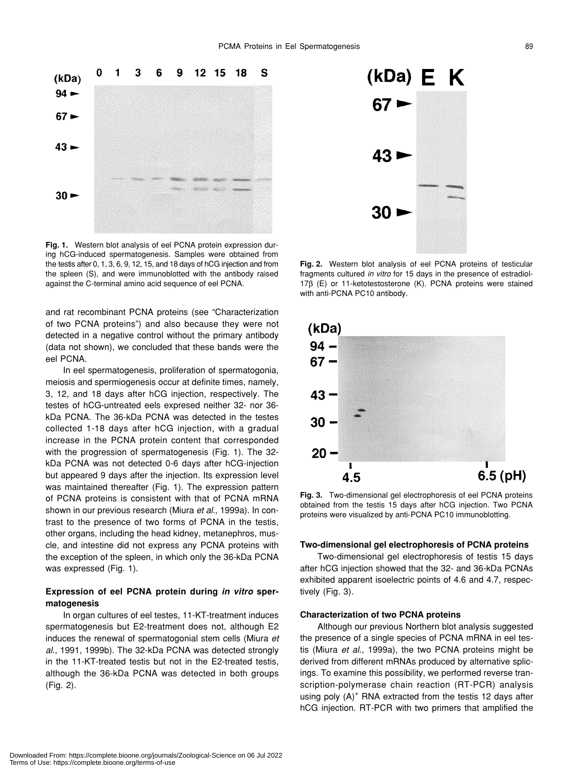**Fig. 1.** Western blot analysis of eel PCNA protein expression during hCG-induced spermatogenesis. Samples were obtained from the testis after 0, 1, 3, 6, 9, 12, 15, and 18 days of hCG injection and from the spleen (S), and were immunoblotted with the antibody raised against the C-terminal amino acid sequence of eel PCNA.

**Fig. 2.** Western blot analysis of eel PCNA proteins of testicular fragments cultured *in vitro* for 15 days in the presence of estradiol-17β (E) or 11-ketotestosterone (K). PCNA proteins were stained with anti-PCNA PC10 antibody.

and rat recombinant PCNA proteins (see "Characterization of two PCNA proteins") and also because they were not detected in a negative control without the primary antibody (data not shown), we concluded that these bands were the eel PCNA.

In eel spermatogenesis, proliferation of spermatogonia, meiosis and spermiogenesis occur at definite times, namely, 3, 12, and 18 days after hCG injection, respectively. The testes of hCG-untreated eels expresed neither 32- nor 36-kDa PCNA. The 36-kDa PCNA was detected in the testes collected 1-18 days after hCG injection, with a gradual increase in the PCNA protein content that corresponded with the progression of spermatogenesis (Fig. 1). The 32-kDa PCNA was not detected 0-6 days after hCG-injection but appeared 9 days after the injection. Its expression level was maintained thereafter (Fig. 1). The expression pattern of PCNA proteins is consistent with that of PCNA mRNA shown in our previous research (Miura *et al.*, 1999a). In contrast to the presence of two forms of PCNA in the testis, other organs, including the head kidney, metanephros, muscle, and intestine did not express any PCNA proteins with the exception of the spleen, in which only the 36-kDa PCNA was expressed (Fig. 1).

### Expression of eel PCNA protein during *in vitro* spermatogenesis

In organ cultures of eel testes, 11-KT-treatment induces spermatogenesis but E2-treatment does not, although E2 induces the renewal of spermatogonial stem cells (Miura *et al.*, 1991, 1999b). The 32-kDa PCNA was detected strongly in the 11-KT-treated testis but not in the E2-treated testis, although the 36-kDa PCNA was detected in both groups (Fig. 2).

**Fig. 3.** Two-dimensional gel electrophoresis of eel PCNA proteins obtained from the testis 15 days after hCG injection. Two PCNA proteins were visualized by anti-PCNA PC10 immunoblotting.

### Two-dimensional gel electrophoresis of PCNA proteins

Two-dimensional gel electrophoresis of testis 15 days after hCG injection showed that the 32- and 36-kDa PCNAs exhibited apparent isoelectric points of 4.6 and 4.7, respectively (Fig. 3).

### Characterization of two PCNA proteins

Although our previous Northern blot analysis suggested the presence of a single species of PCNA mRNA in eel testis (Miura *et al.*, 1999a), the two PCNA proteins might be derived from different mRNAs produced by alternative splicings. To examine this possibility, we performed reverse transcription-polymerase chain reaction (RT-PCR) analysis using poly $(A)^+$ RNA extracted from the testis 12 days after hCG injection. RT-PCR with two primers that amplified the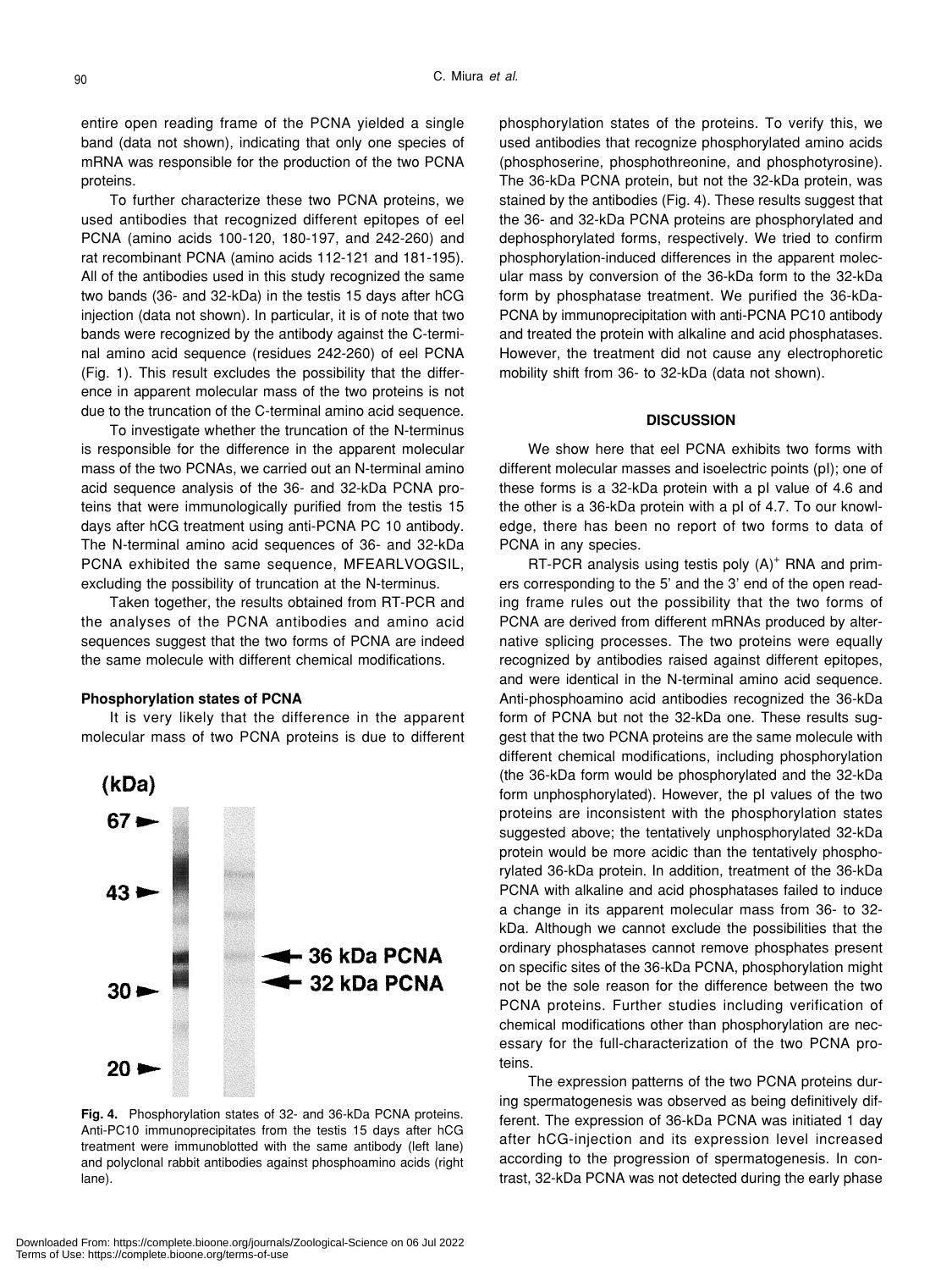entire open reading frame of the PCNA yielded a single band (data not shown), indicating that only one species of mRNA was responsible for the production of the two PCNA proteins.

To further characterize these two PCNA proteins, we used antibodies that recognized different epitopes of eel PCNA (amino acids 100-120, 180-197, and 242-260) and rat recombinant PCNA (amino acids 112-121 and 181-195). All of the antibodies used in this study recognized the same two bands (36- and 32-kDa) in the testis 15 days after hCG injection (data not shown). In particular, it is of note that two bands were recognized by the antibody against the C-terminal amino acid sequence (residues 242-260) of eel PCNA (Fig. 1). This result excludes the possibility that the difference in apparent molecular mass of the two proteins is not due to the truncation of the C-terminal amino acid sequence.

To investigate whether the truncation of the N-terminus is responsible for the difference in the apparent molecular mass of the two PCNAs, we carried out an N-terminal amino acid sequence analysis of the 36- and 32-kDa PCNA proteins that were immunologically purified from the testis 15 days after hCG treatment using anti-PCNA PC 10 antibody. The N-terminal amino acid sequences of 36- and 32-kDa PCNA exhibited the same sequence, MFEARLVOGSIL, excluding the possibility of truncation at the N-terminus.

Taken together, the results obtained from RT-PCR and the analyses of the PCNA antibodies and amino acid sequences suggest that the two forms of PCNA are indeed the same molecule with different chemical modifications.

### Phosphorylation states of PCNA

It is very likely that the difference in the apparent molecular mass of two PCNA proteins is due to different phosphorylation states of the proteins. To verify this, we used antibodies that recognize phosphorylated amino acids (phosphoserine, phosphothreonine, and phosphotyrosine). The 36-kDa PCNA protein, but not the 32-kDa protein, was stained by the antibodies (Fig. 4). These results suggest that the 36- and 32-kDa PCNA proteins are phosphorylated and dephosphorylated forms, respectively. We tried to confirm phosphorylation-induced differences in the apparent molecular mass by conversion of the 36-kDa form to the 32-kDa form by phosphatase treatment. We purified the 36-kDa-PCNA by immunoprecipitation with anti-PCNA PC10 antibody and treated the protein with alkaline and acid phosphatases. However, the treatment did not cause any electrophoretic mobility shift from 36- to 32-kDa (data not shown).

**Fig. 4.** Phosphorylation states of 32- and 36-kDa PCNA proteins. Anti-PC10 immunoprecipitates from the testis 15 days after hCG treatment were immunoblotted with the same antibody (left lane) and polyclonal rabbit antibodies against phosphoamino acids (right lane).

## DISCUSSION

We show here that eel PCNA exhibits two forms with different molecular masses and isoelectric points (pI); one of these forms is a 32-kDa protein with a pI value of 4.6 and the other is a 36-kDa protein with a pI of 4.7. To our knowledge, there has been no report of two forms to data of PCNA in any species.

RT-PCR analysis using testis poly $(A)^+$ RNA and primers corresponding to the 5' and the 3' end of the open reading frame rules out the possibility that the two forms of PCNA are derived from different mRNAs produced by alternative splicing processes. The two proteins were equally recognized by antibodies raised against different epitopes, and were identical in the N-terminal amino acid sequence. Anti-phosphoamino acid antibodies recognized the 36-kDa form of PCNA but not the 32-kDa one. These results suggest that the two PCNA proteins are the same molecule with different chemical modifications, including phosphorylation (the 36-kDa form would be phosphorylated and the 32-kDa form unphosphorylated). However, the pI values of the two proteins are inconsistent with the phosphorylation states suggested above; the tentatively unphosphorylated 32-kDa protein would be more acidic than the tentatively phosphorylated 36-kDa protein. In addition, treatment of the 36-kDa PCNA with alkaline and acid phosphatases failed to induce a change in its apparent molecular mass from 36- to 32-kDa. Although we cannot exclude the possibilities that the ordinary phosphatases cannot remove phosphates present on specific sites of the 36-kDa PCNA, phosphorylation might not be the sole reason for the difference between the two PCNA proteins. Further studies including verification of chemical modifications other than phosphorylation are necessary for the full-characterization of the two PCNA proteins.

The expression patterns of the two PCNA proteins during spermatogenesis was observed as being definitively different. The expression of 36-kDa PCNA was initiated 1 day after hCG-injection and its expression level increased according to the progression of spermatogenesis. In contrast, 32-kDa PCNA was not detected during the early phase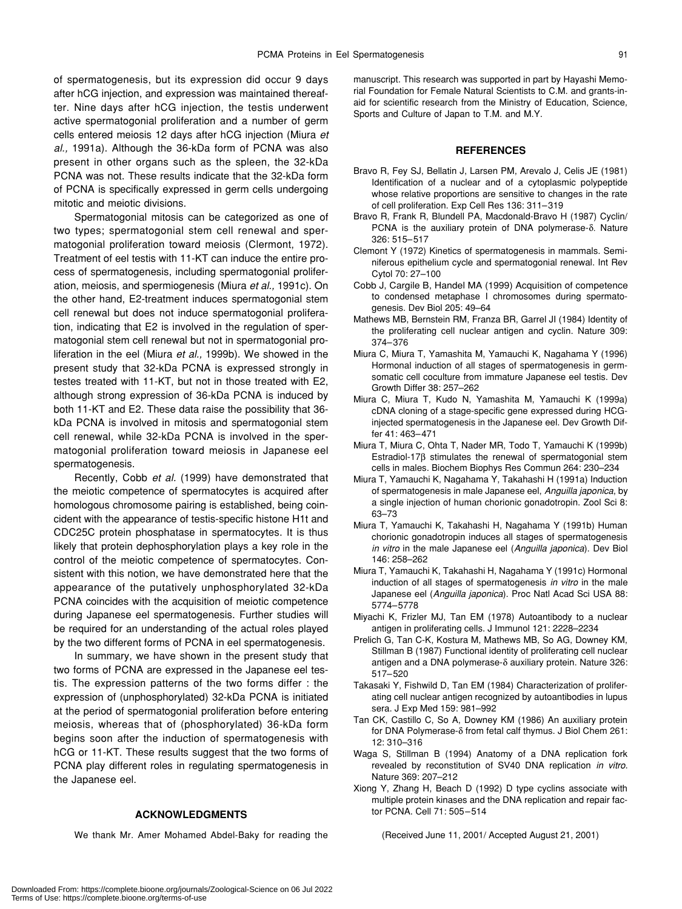of spermatogenesis, but its expression did occur 9 days after hCG injection, and expression was maintained thereafter. Nine days after hCG injection, the testis underwent active spermatogonial proliferation and a number of germ cells entered meiosis 12 days after hCG injection (Miura *et al.,* 1991a). Although the 36-kDa form of PCNA was also present in other organs such as the spleen, the 32-kDa PCNA was not. These results indicate that the 32-kDa form of PCNA is specifically expressed in germ cells undergoing mitotic and meiotic divisions.

Spermatogonial mitosis can be categorized as one of two types; spermatogonial stem cell renewal and spermatogonial proliferation toward meiosis (Clermont, 1972). Treatment of eel testis with 11-KT can induce the entire process of spermatogenesis, including spermatogonial proliferation, meiosis, and spermiogenesis (Miura *et al.,* 1991c). On the other hand, E2-treatment induces spermatogonial stem cell renewal but does not induce spermatogonial proliferation, indicating that E2 is involved in the regulation of spermatogonial stem cell renewal but not in spermatogonial proliferation in the eel (Miura *et al.,* 1999b). We showed in the present study that 32-kDa PCNA is expressed strongly in testes treated with 11-KT, but not in those treated with E2, although strong expression of 36-kDa PCNA is induced by both 11-KT and E2. These data raise the possibility that 36-kDa PCNA is involved in mitosis and spermatogonial stem cell renewal, while 32-kDa PCNA is involved in the spermatogonial proliferation toward meiosis in Japanese eel spermatogenesis.

Recently, Cobb *et al.* (1999) have demonstrated that the meiotic competence of spermatocytes is acquired after homologous chromosome pairing is established, being coincident with the appearance of testis-specific histone H1t and CDC25C protein phosphatase in spermatocytes. It is thus likely that protein dephosphorylation plays a key role in the control of the meiotic competence of spermatocytes. Consistent with this notion, we have demonstrated here that the appearance of the putatively unphosphorylated 32-kDa PCNA coincides with the acquisition of meiotic competence during Japanese eel spermatogenesis. Further studies will be required for an understanding of the actual roles played by the two different forms of PCNA in eel spermatogenesis.

In summary, we have shown in the present study that two forms of PCNA are expressed in the Japanese eel testis. The expression patterns of the two forms differ : the expression of (unphosphorylated) 32-kDa PCNA is initiated at the period of spermatogonial proliferation before entering meiosis, whereas that of (phosphorylated) 36-kDa form begins soon after the induction of spermatogenesis with hCG or 11-KT. These results suggest that the two forms of PCNA play different roles in regulating spermatogenesis in the Japanese eel.

## ACKNOWLEDGMENTS

We thank Mr. Amer Mohamed Abdel-Baky for reading the manuscript. This research was supported in part by Hayashi Memorial Foundation for Female Natural Scientists to C.M. and grants-in-aid for scientific research from the Ministry of Education, Science, Sports and Culture of Japan to T.M. and M.Y.

## REFERENCES

Bravo R, Fey SJ, Bellatin J, Larsen PM, Arevalo J, Celis JE (1981) Identification of a nuclear and of a cytoplasmic polypeptide whose relative proportions are sensitive to changes in the rate of cell proliferation. Exp Cell Res 136: 311–319

Bravo R, Frank R, Blundell PA, Macdonald-Bravo H (1987) Cyclin/PCNA is the auxiliary protein of DNA polymerase-δ. Nature 326: 515–517

Clemont Y (1972) Kinetics of spermatogenesis in mammals. Seminiferous epithelium cycle and spermatogonial renewal. Int Rev Cytol 70: 27–100

Cobb J, Cargile B, Handel MA (1999) Acquisition of competence to condensed metaphase I chromosomes during spermatogenesis. Dev Biol 205: 49–64

Mathews MB, Bernstein RM, Franza BR, Garrel JI (1984) Identity of the proliferating cell nuclear antigen and cyclin. Nature 309: 374–376

Miura C, Miura T, Yamashita M, Yamauchi K, Nagahama Y (1996) Hormonal induction of all stages of spermatogenesis in germ-somatic cell coculture from immature Japanese eel testis. Dev Growth Differ 38: 257–262

Miura C, Miura T, Kudo N, Yamashita M, Yamauchi K (1999a) cDNA cloning of a stage-specific gene expressed during HCG-injected spermatogenesis in the Japanese eel. Dev Growth Differ 41: 463–471

Miura T, Miura C, Ohta T, Nader MR, Todo T, Yamauchi K (1999b) Estradiol-17β stimulates the renewal of spermatogonial stem cells in males. Biochem Biophys Res Commun 264: 230–234

Miura T, Yamauchi K, Nagahama Y, Takahashi H (1991a) Induction of spermatogenesis in male Japanese eel, *Anguilla japonica*, by a single injection of human chorionic gonadotropin. Zool Sci 8: 63–73

Miura T, Yamauchi K, Takahashi H, Nagahama Y (1991b) Human chorionic gonadotropin induces all stages of spermatogenesis *in vitro* in the male Japanese eel (*Anguilla japonica*). Dev Biol 146: 258–262

Miura T, Yamauchi K, Takahashi H, Nagahama Y (1991c) Hormonal induction of all stages of spermatogenesis *in vitro* in the male Japanese eel (*Anguilla japonica*). Proc Natl Acad Sci USA 88: 5774–5778

Miyachi K, Frizler MJ, Tan EM (1978) Autoantibody to a nuclear antigen in proliferating cells. J Immunol 121: 2228–2234

Prelich G, Tan C-K, Kostura M, Mathews MB, So AG, Downey KM, Stillman B (1987) Functional identity of proliferating cell nuclear antigen and a DNA polymerase-δ auxiliary protein. Nature 326: 517–520

Takasaki Y, Fishwild D, Tan EM (1984) Characterization of proliferating cell nuclear antigen recognized by autoantibodies in lupus sera. J Exp Med 159: 981–992

Tan CK, Castillo C, So A, Downey KM (1986) An auxiliary protein for DNA Polymerase-δ from fetal calf thymus. J Biol Chem 261: 12: 310–316

Waga S, Stillman B (1994) Anatomy of a DNA replication fork revealed by reconstitution of SV40 DNA replication *in vitro*. Nature 369: 207–212

Xiong Y, Zhang H, Beach D (1992) D type cyclins associate with multiple protein kinases and the DNA replication and repair factor PCNA. Cell 71: 505–514

(Received June 11, 2001/ Accepted August 21, 2001)